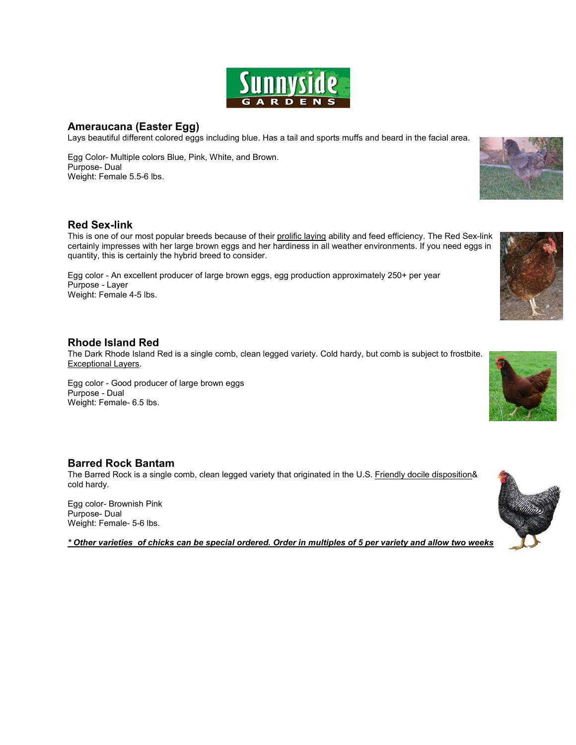Sunnyside GARDENS

## Ameraucana (Easter Egg)

Lays beautiful different colored eggs including blue. Has a tail and sports muffs and beard in the facial area.

Egg Color- Multiple colors Blue, Pink, White, and Brown.
Purpose- Dual
Weight: Female 5.5-6 lbs.

## Red Sex-link

This is one of our most popular breeds because of their prolific laying ability and feed efficiency. The Red Sex-link certainly impresses with her large brown eggs and her hardiness in all weather environments. If you need eggs in quantity, this is certainly the hybrid breed to consider.

Egg color - An excellent producer of large brown eggs, egg production approximately 250+ per year
Purpose - Layer
Weight: Female 4-5 lbs.

## Rhode Island Red

The Dark Rhode Island Red is a single comb, clean legged variety. Cold hardy, but comb is subject to frostbite. Exceptional Layers.

Egg color - Good producer of large brown eggs
Purpose - Dual
Weight: Female- 6.5 lbs.

## Barred Rock Bantam

The Barred Rock is a single comb, clean legged variety that originated in the U.S. Friendly docile disposition& cold hardy.

Egg color- Brownish Pink
Purpose- Dual
Weight: Female- 5-6 lbs.

***\* Other varieties  of chicks can be special ordered. Order in multiples of 5 per variety and allow two weeks***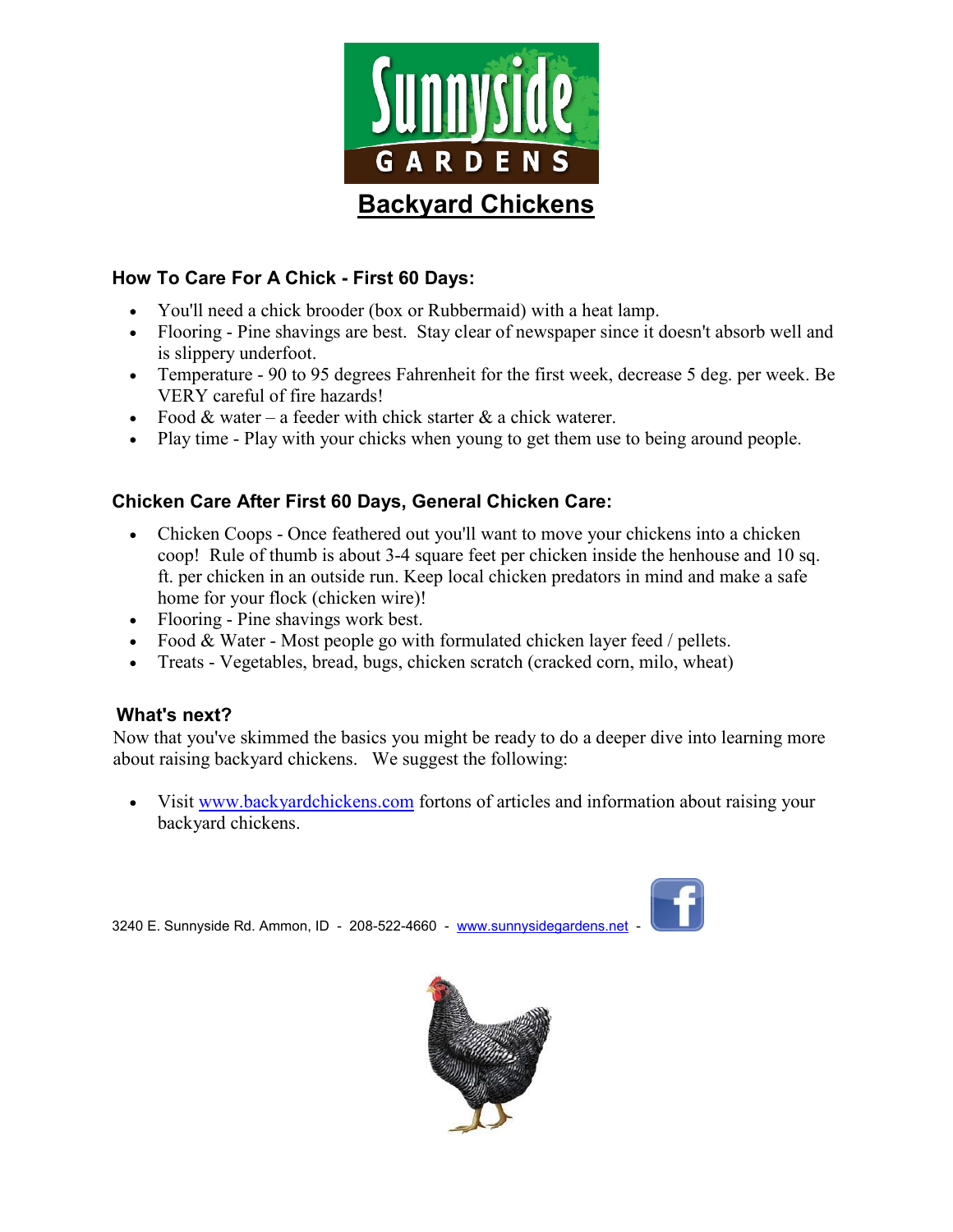# Backyard Chickens

### How To Care For A Chick - First 60 Days:

- You'll need a chick brooder (box or Rubbermaid) with a heat lamp.
- Flooring - Pine shavings are best. Stay clear of newspaper since it doesn't absorb well and is slippery underfoot.
- Temperature - 90 to 95 degrees Fahrenheit for the first week, decrease 5 deg. per week. Be VERY careful of fire hazards!
- Food & water – a feeder with chick starter & a chick waterer.
- Play time - Play with your chicks when young to get them use to being around people.

### Chicken Care After First 60 Days, General Chicken Care:

- Chicken Coops - Once feathered out you'll want to move your chickens into a chicken coop! Rule of thumb is about 3-4 square feet per chicken inside the henhouse and 10 sq. ft. per chicken in an outside run. Keep local chicken predators in mind and make a safe home for your flock (chicken wire)!
- Flooring - Pine shavings work best.
- Food & Water - Most people go with formulated chicken layer feed / pellets.
- Treats - Vegetables, bread, bugs, chicken scratch (cracked corn, milo, wheat)

### What's next?

Now that you've skimmed the basics you might be ready to do a deeper dive into learning more about raising backyard chickens. We suggest the following:

- Visit [www.backyardchickens.com](http://www.backyardchickens.com) fortons of articles and information about raising your backyard chickens.

3240 E. Sunnyside Rd. Ammon, ID - 208-522-4660 - [www.sunnysidegardens.net](http://www.sunnysidegardens.net) -